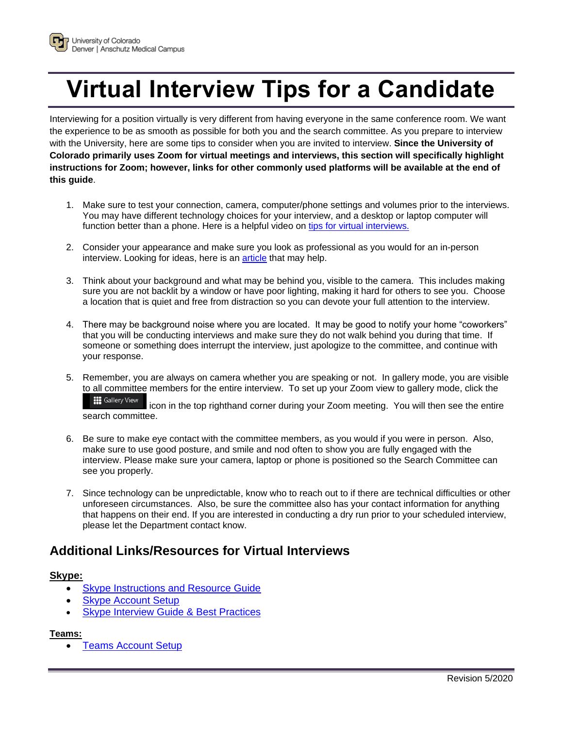# Virtual Interview Tips for a Candidate

Interviewing for a position virtually is very different from having everyone in the same conference room. We want the experience to be as smooth as possible for both you and the search committee. As you prepare to interview with the University, here are some tips to consider when you are invited to interview. **Since the University of Colorado primarily uses Zoom for virtual meetings and interviews, this section will specifically highlight instructions for Zoom; however, links for other commonly used platforms will be available at the end of this guide**.

1. Make sure to test your connection, camera, computer/phone settings and volumes prior to the interviews. You may have different technology choices for your interview, and a desktop or laptop computer will function better than a phone. Here is a helpful video on tips for virtual interviews.

2. Consider your appearance and make sure you look as professional as you would for an in-person interview. Looking for ideas, here is an article that may help.

3. Think about your background and what may be behind you, visible to the camera. This includes making sure you are not backlit by a window or have poor lighting, making it hard for others to see you. Choose a location that is quiet and free from distraction so you can devote your full attention to the interview.

4. There may be background noise where you are located. It may be good to notify your home "coworkers" that you will be conducting interviews and make sure they do not walk behind you during that time. If someone or something does interrupt the interview, just apologize to the committee, and continue with your response.

5. Remember, you are always on camera whether you are speaking or not. In gallery mode, you are visible to all committee members for the entire interview. To set up your Zoom view to gallery mode, click the Gallery View icon in the top righthand corner during your Zoom meeting. You will then see the entire search committee.

6. Be sure to make eye contact with the committee members, as you would if you were in person. Also, make sure to use good posture, and smile and nod often to show you are fully engaged with the interview. Please make sure your camera, laptop or phone is positioned so the Search Committee can see you properly.

7. Since technology can be unpredictable, know who to reach out to if there are technical difficulties or other unforeseen circumstances. Also, be sure the committee also has your contact information for anything that happens on their end. If you are interested in conducting a dry run prior to your scheduled interview, please let the Department contact know.

## Additional Links/Resources for Virtual Interviews

**Skype:**

- Skype Instructions and Resource Guide
- Skype Account Setup
- Skype Interview Guide & Best Practices

**Teams:**

- Teams Account Setup

Revision 5/2020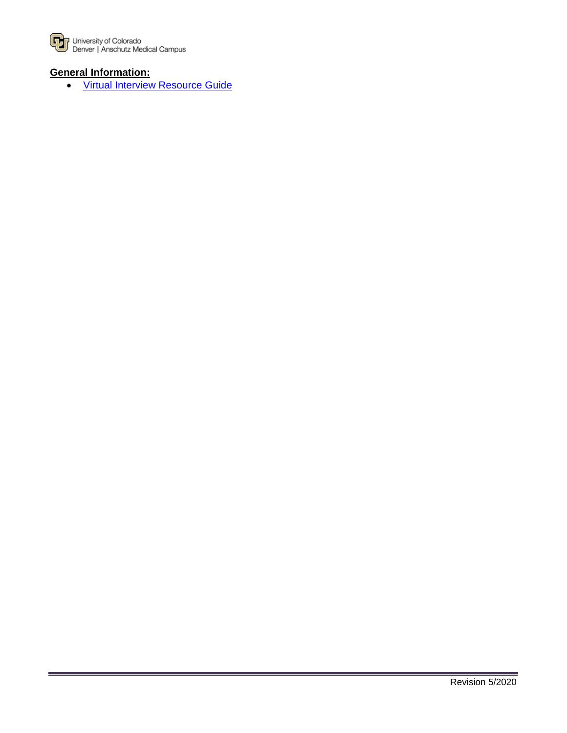**General Information:**

- Virtual Interview Resource Guide